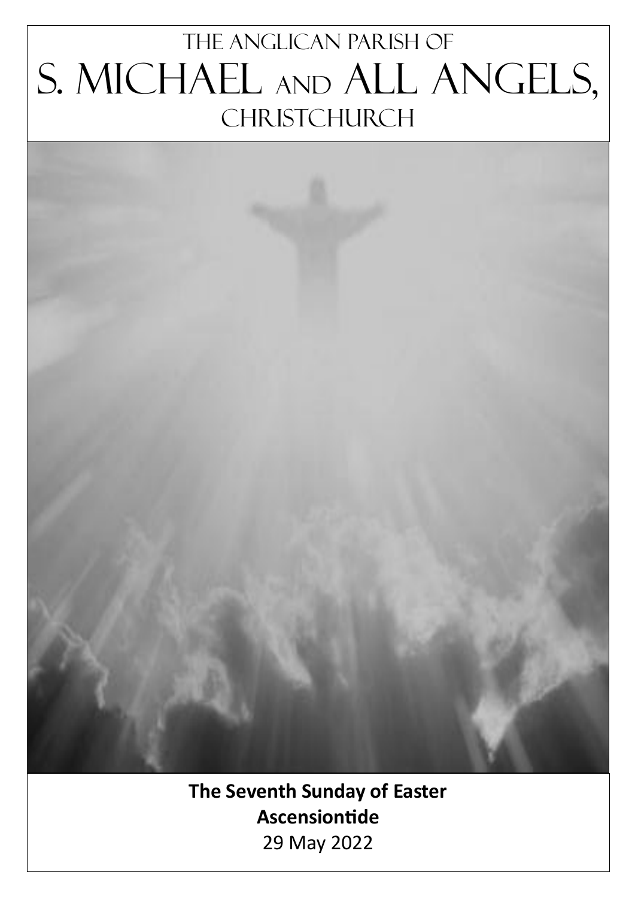# The Anglican Parish of S. Michael and All Angels, Christchurch

**The Seventh Sunday of Easter**
**Ascensiontide**
29 May 2022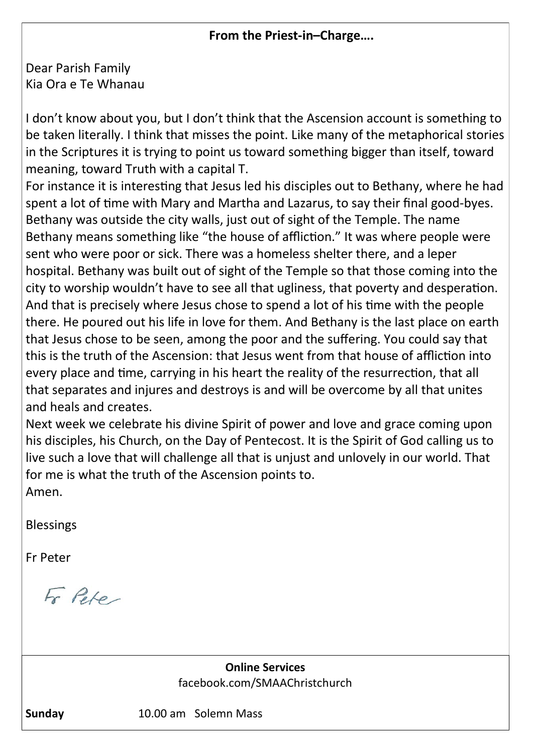**From the Priest-in–Charge….**

Dear Parish Family
Kia Ora e Te Whanau

I don't know about you, but I don't think that the Ascension account is something to be taken literally. I think that misses the point. Like many of the metaphorical stories in the Scriptures it is trying to point us toward something bigger than itself, toward meaning, toward Truth with a capital T.

For instance it is interesting that Jesus led his disciples out to Bethany, where he had spent a lot of time with Mary and Martha and Lazarus, to say their final good-byes. Bethany was outside the city walls, just out of sight of the Temple. The name Bethany means something like "the house of affliction." It was where people were sent who were poor or sick. There was a homeless shelter there, and a leper hospital. Bethany was built out of sight of the Temple so that those coming into the city to worship wouldn't have to see all that ugliness, that poverty and desperation. And that is precisely where Jesus chose to spend a lot of his time with the people there. He poured out his life in love for them. And Bethany is the last place on earth that Jesus chose to be seen, among the poor and the suffering. You could say that this is the truth of the Ascension: that Jesus went from that house of affliction into every place and time, carrying in his heart the reality of the resurrection, that all that separates and injures and destroys is and will be overcome by all that unites and heals and creates.

Next week we celebrate his divine Spirit of power and love and grace coming upon his disciples, his Church, on the Day of Pentecost. It is the Spirit of God calling us to live such a love that will challenge all that is unjust and unlovely in our world. That for me is what the truth of the Ascension points to.

Amen.

Blessings

Fr Peter

Fr Pete

**Online Services**

facebook.com/SMAAChristchurch

**Sunday** 10.00 am Solemn Mass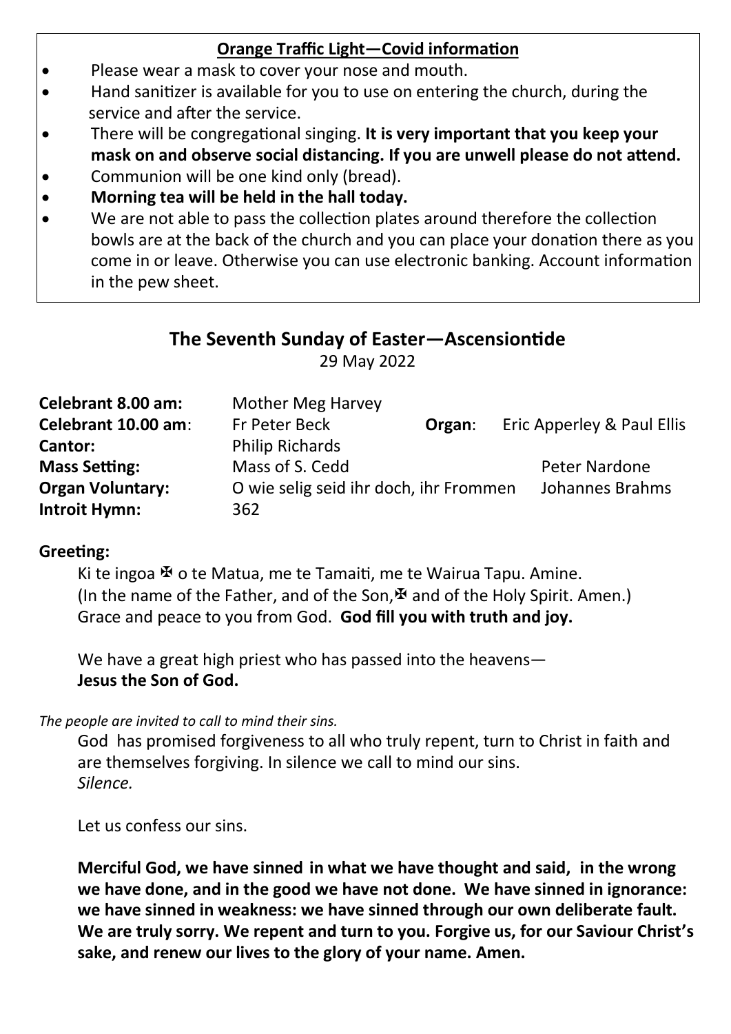**Orange Traffic Light—Covid information**

- Please wear a mask to cover your nose and mouth.
- Hand sanitizer is available for you to use on entering the church, during the service and after the service.
- There will be congregational singing. **It is very important that you keep your mask on and observe social distancing. If you are unwell please do not attend.**
- Communion will be one kind only (bread).
- **Morning tea will be held in the hall today.**
- We are not able to pass the collection plates around therefore the collection bowls are at the back of the church and you can place your donation there as you come in or leave. Otherwise you can use electronic banking. Account information in the pew sheet.

## The Seventh Sunday of Easter—Ascensiontide

29 May 2022

| | | | |
|---|---|---|---|
| **Celebrant 8.00 am:** | Mother Meg Harvey | | |
| **Celebrant 10.00 am**: | Fr Peter Beck | **Organ**: | Eric Apperley & Paul Ellis |
| **Cantor:** | Philip Richards | | |
| **Mass Setting:** | Mass of S. Cedd | | Peter Nardone |
| **Organ Voluntary:** | O wie selig seid ihr doch, ihr Frommen | | Johannes Brahms |
| **Introit Hymn:** | 362 | | |

**Greeting:**

Ki te ingoa ✠ o te Matua, me te Tamaiti, me te Wairua Tapu. Amine.
(In the name of the Father, and of the Son,✠ and of the Holy Spirit. Amen.)
Grace and peace to you from God. **God fill you with truth and joy.**

We have a great high priest who has passed into the heavens—
**Jesus the Son of God.**

*The people are invited to call to mind their sins.*

God has promised forgiveness to all who truly repent, turn to Christ in faith and are themselves forgiving. In silence we call to mind our sins.
*Silence.*

Let us confess our sins.

**Merciful God, we have sinned in what we have thought and said, in the wrong we have done, and in the good we have not done. We have sinned in ignorance: we have sinned in weakness: we have sinned through our own deliberate fault. We are truly sorry. We repent and turn to you. Forgive us, for our Saviour Christ's sake, and renew our lives to the glory of your name. Amen.**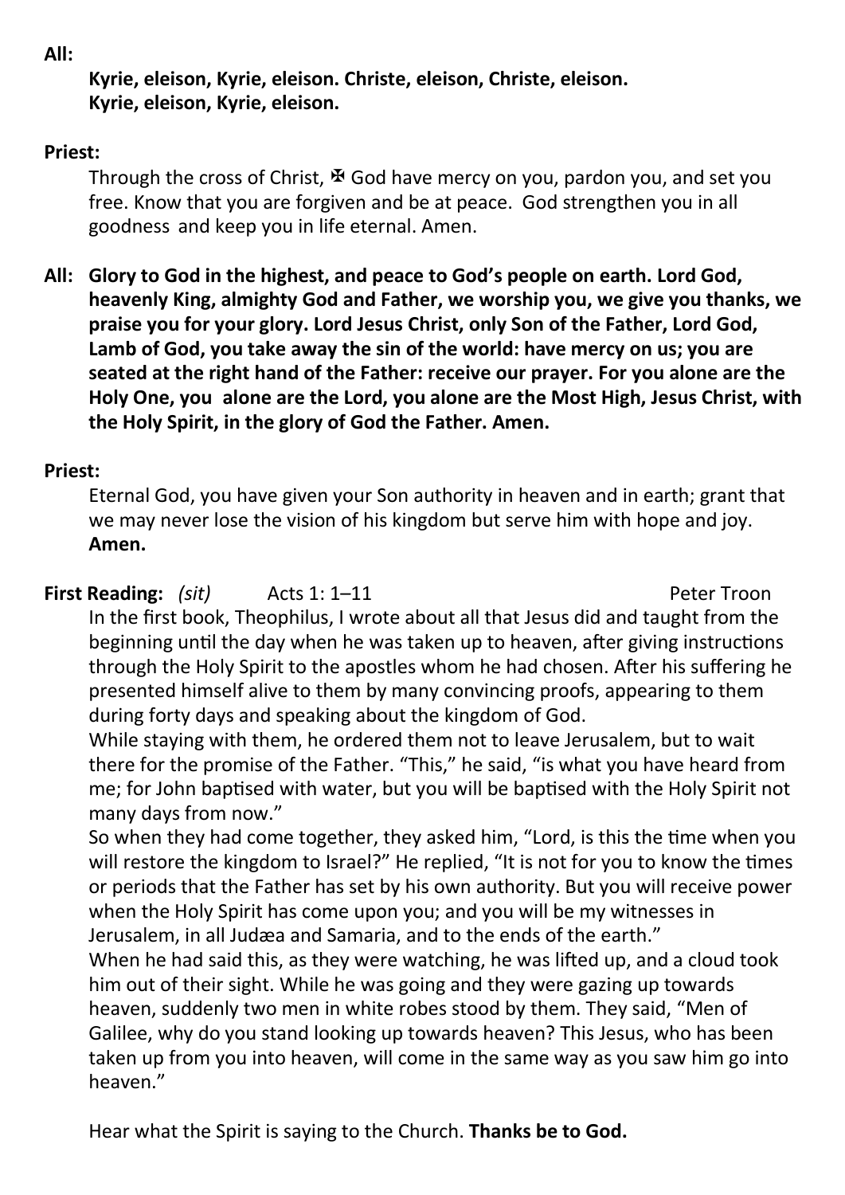**All:**

**Kyrie, eleison, Kyrie, eleison. Christe, eleison, Christe, eleison. Kyrie, eleison, Kyrie, eleison.**

**Priest:**

Through the cross of Christ, ✠ God have mercy on you, pardon you, and set you free. Know that you are forgiven and be at peace. God strengthen you in all goodness and keep you in life eternal. Amen.

**All: Glory to God in the highest, and peace to God's people on earth. Lord God, heavenly King, almighty God and Father, we worship you, we give you thanks, we praise you for your glory. Lord Jesus Christ, only Son of the Father, Lord God, Lamb of God, you take away the sin of the world: have mercy on us; you are seated at the right hand of the Father: receive our prayer. For you alone are the Holy One, you alone are the Lord, you alone are the Most High, Jesus Christ, with the Holy Spirit, in the glory of God the Father. Amen.**

**Priest:**

Eternal God, you have given your Son authority in heaven and in earth; grant that we may never lose the vision of his kingdom but serve him with hope and joy. **Amen.**

**First Reading:** *(sit)* Acts 1: 1–11 Peter Troon

In the first book, Theophilus, I wrote about all that Jesus did and taught from the beginning until the day when he was taken up to heaven, after giving instructions through the Holy Spirit to the apostles whom he had chosen. After his suffering he presented himself alive to them by many convincing proofs, appearing to them during forty days and speaking about the kingdom of God.

While staying with them, he ordered them not to leave Jerusalem, but to wait there for the promise of the Father. "This," he said, "is what you have heard from me; for John baptised with water, but you will be baptised with the Holy Spirit not many days from now."

So when they had come together, they asked him, "Lord, is this the time when you will restore the kingdom to Israel?" He replied, "It is not for you to know the times or periods that the Father has set by his own authority. But you will receive power when the Holy Spirit has come upon you; and you will be my witnesses in Jerusalem, in all Judæa and Samaria, and to the ends of the earth."

When he had said this, as they were watching, he was lifted up, and a cloud took him out of their sight. While he was going and they were gazing up towards heaven, suddenly two men in white robes stood by them. They said, "Men of Galilee, why do you stand looking up towards heaven? This Jesus, who has been taken up from you into heaven, will come in the same way as you saw him go into heaven."

Hear what the Spirit is saying to the Church. **Thanks be to God.**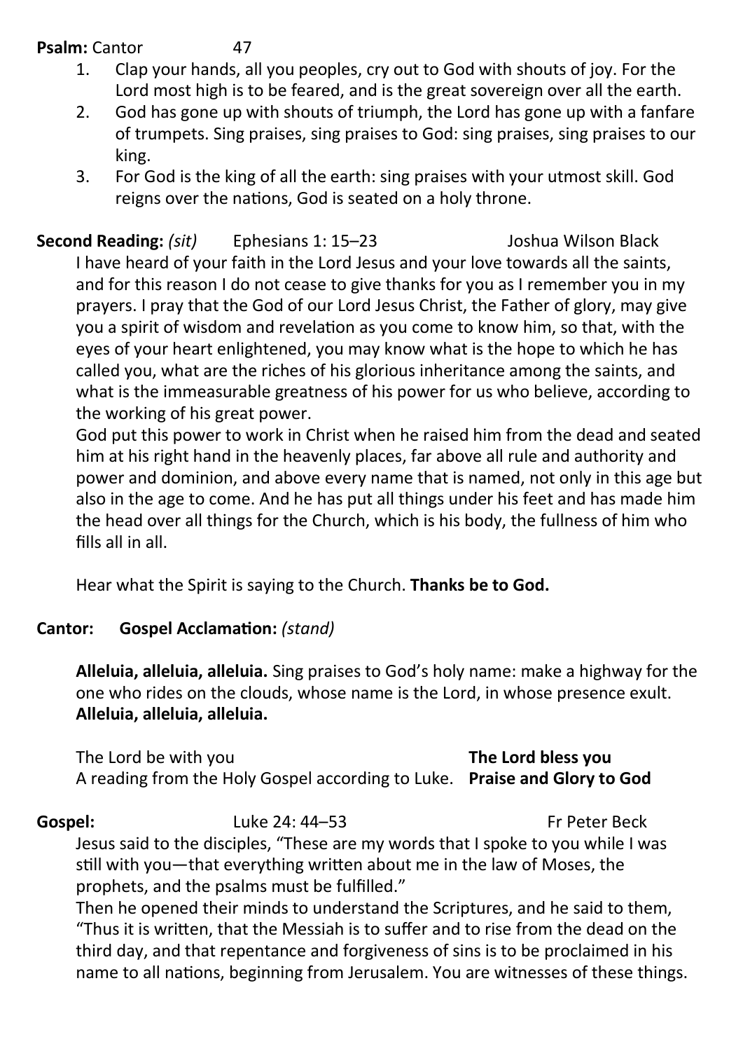**Psalm:** Cantor 47

1. Clap your hands, all you peoples, cry out to God with shouts of joy. For the Lord most high is to be feared, and is the great sovereign over all the earth.
2. God has gone up with shouts of triumph, the Lord has gone up with a fanfare of trumpets. Sing praises, sing praises to God: sing praises, sing praises to our king.
3. For God is the king of all the earth: sing praises with your utmost skill. God reigns over the nations, God is seated on a holy throne.

**Second Reading:** *(sit)* Ephesians 1: 15–23 Joshua Wilson Black

I have heard of your faith in the Lord Jesus and your love towards all the saints, and for this reason I do not cease to give thanks for you as I remember you in my prayers. I pray that the God of our Lord Jesus Christ, the Father of glory, may give you a spirit of wisdom and revelation as you come to know him, so that, with the eyes of your heart enlightened, you may know what is the hope to which he has called you, what are the riches of his glorious inheritance among the saints, and what is the immeasurable greatness of his power for us who believe, according to the working of his great power.

God put this power to work in Christ when he raised him from the dead and seated him at his right hand in the heavenly places, far above all rule and authority and power and dominion, and above every name that is named, not only in this age but also in the age to come. And he has put all things under his feet and has made him the head over all things for the Church, which is his body, the fullness of him who fills all in all.

Hear what the Spirit is saying to the Church. **Thanks be to God.**

**Cantor: Gospel Acclamation:** *(stand)*

**Alleluia, alleluia, alleluia.** Sing praises to God's holy name: make a highway for the one who rides on the clouds, whose name is the Lord, in whose presence exult. **Alleluia, alleluia, alleluia.**

The Lord be with you **The Lord bless you**
A reading from the Holy Gospel according to Luke. **Praise and Glory to God**

**Gospel:** Luke 24: 44–53 Fr Peter Beck

Jesus said to the disciples, "These are my words that I spoke to you while I was still with you—that everything written about me in the law of Moses, the prophets, and the psalms must be fulfilled."

Then he opened their minds to understand the Scriptures, and he said to them, "Thus it is written, that the Messiah is to suffer and to rise from the dead on the third day, and that repentance and forgiveness of sins is to be proclaimed in his name to all nations, beginning from Jerusalem. You are witnesses of these things.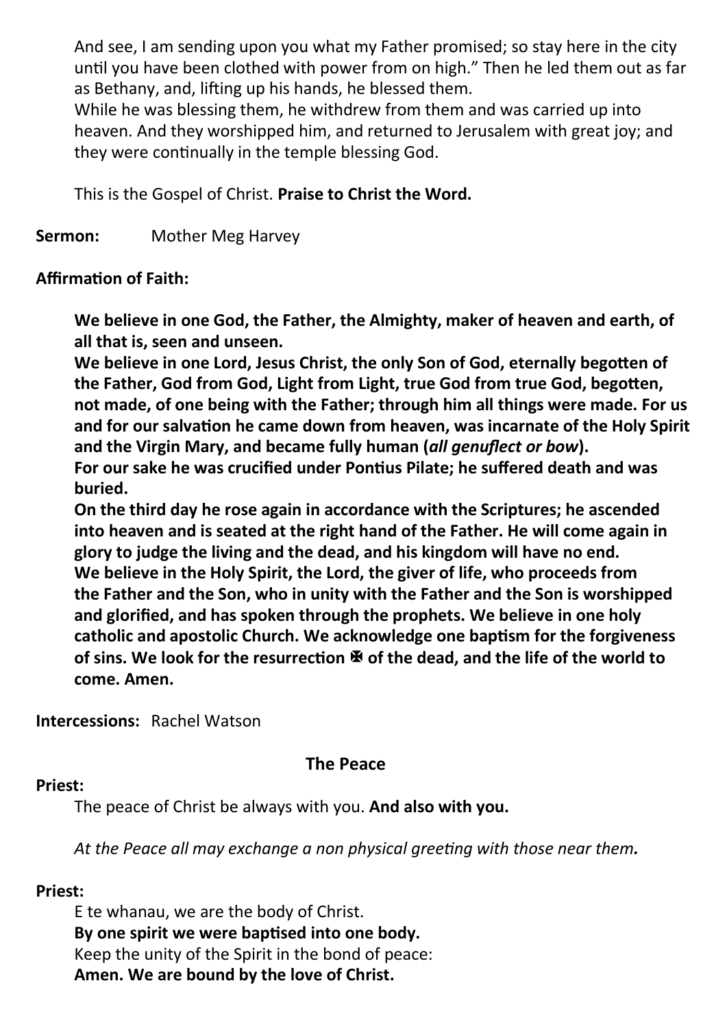And see, I am sending upon you what my Father promised; so stay here in the city until you have been clothed with power from on high." Then he led them out as far as Bethany, and, lifting up his hands, he blessed them.
While he was blessing them, he withdrew from them and was carried up into heaven. And they worshipped him, and returned to Jerusalem with great joy; and they were continually in the temple blessing God.

This is the Gospel of Christ. **Praise to Christ the Word.**

**Sermon:** Mother Meg Harvey

**Affirmation of Faith:**

**We believe in one God, the Father, the Almighty, maker of heaven and earth, of all that is, seen and unseen.**
**We believe in one Lord, Jesus Christ, the only Son of God, eternally begotten of the Father, God from God, Light from Light, true God from true God, begotten, not made, of one being with the Father; through him all things were made. For us and for our salvation he came down from heaven, was incarnate of the Holy Spirit and the Virgin Mary, and became fully human (*all genuflect or bow*).**
**For our sake he was crucified under Pontius Pilate; he suffered death and was buried.**
**On the third day he rose again in accordance with the Scriptures; he ascended into heaven and is seated at the right hand of the Father. He will come again in glory to judge the living and the dead, and his kingdom will have no end.**
**We believe in the Holy Spirit, the Lord, the giver of life, who proceeds from the Father and the Son, who in unity with the Father and the Son is worshipped and glorified, and has spoken through the prophets. We believe in one holy catholic and apostolic Church. We acknowledge one baptism for the forgiveness of sins. We look for the resurrection ✠ of the dead, and the life of the world to come. Amen.**

**Intercessions:** Rachel Watson

## The Peace

**Priest:**

The peace of Christ be always with you. **And also with you.**

*At the Peace all may exchange a non physical greeting with those near them.*

**Priest:**

E te whanau, we are the body of Christ.
**By one spirit we were baptised into one body.**
Keep the unity of the Spirit in the bond of peace:
**Amen. We are bound by the love of Christ.**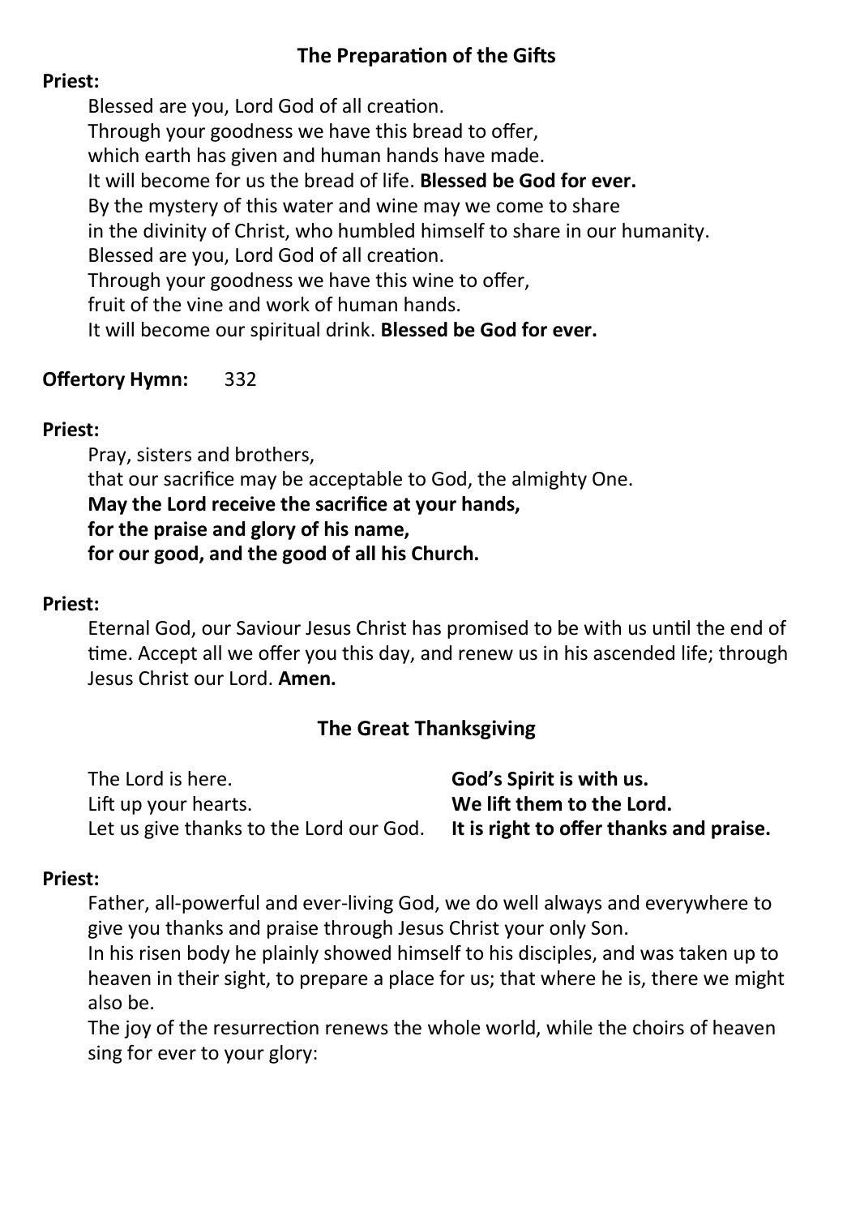## The Preparation of the Gifts

**Priest:**

Blessed are you, Lord God of all creation.
Through your goodness we have this bread to offer,
which earth has given and human hands have made.
It will become for us the bread of life. **Blessed be God for ever.**
By the mystery of this water and wine may we come to share
in the divinity of Christ, who humbled himself to share in our humanity.
Blessed are you, Lord God of all creation.
Through your goodness we have this wine to offer,
fruit of the vine and work of human hands.
It will become our spiritual drink. **Blessed be God for ever.**

**Offertory Hymn:** 332

**Priest:**

Pray, sisters and brothers,
that our sacrifice may be acceptable to God, the almighty One.
**May the Lord receive the sacrifice at your hands,**
**for the praise and glory of his name,**
**for our good, and the good of all his Church.**

**Priest:**

Eternal God, our Saviour Jesus Christ has promised to be with us until the end of time. Accept all we offer you this day, and renew us in his ascended life; through Jesus Christ our Lord. **Amen.**

## The Great Thanksgiving

| | |
|---|---|
| The Lord is here. | **God's Spirit is with us.** |
| Lift up your hearts. | **We lift them to the Lord.** |
| Let us give thanks to the Lord our God. | **It is right to offer thanks and praise.** |

**Priest:**

Father, all-powerful and ever-living God, we do well always and everywhere to give you thanks and praise through Jesus Christ your only Son.
In his risen body he plainly showed himself to his disciples, and was taken up to heaven in their sight, to prepare a place for us; that where he is, there we might also be.
The joy of the resurrection renews the whole world, while the choirs of heaven sing for ever to your glory: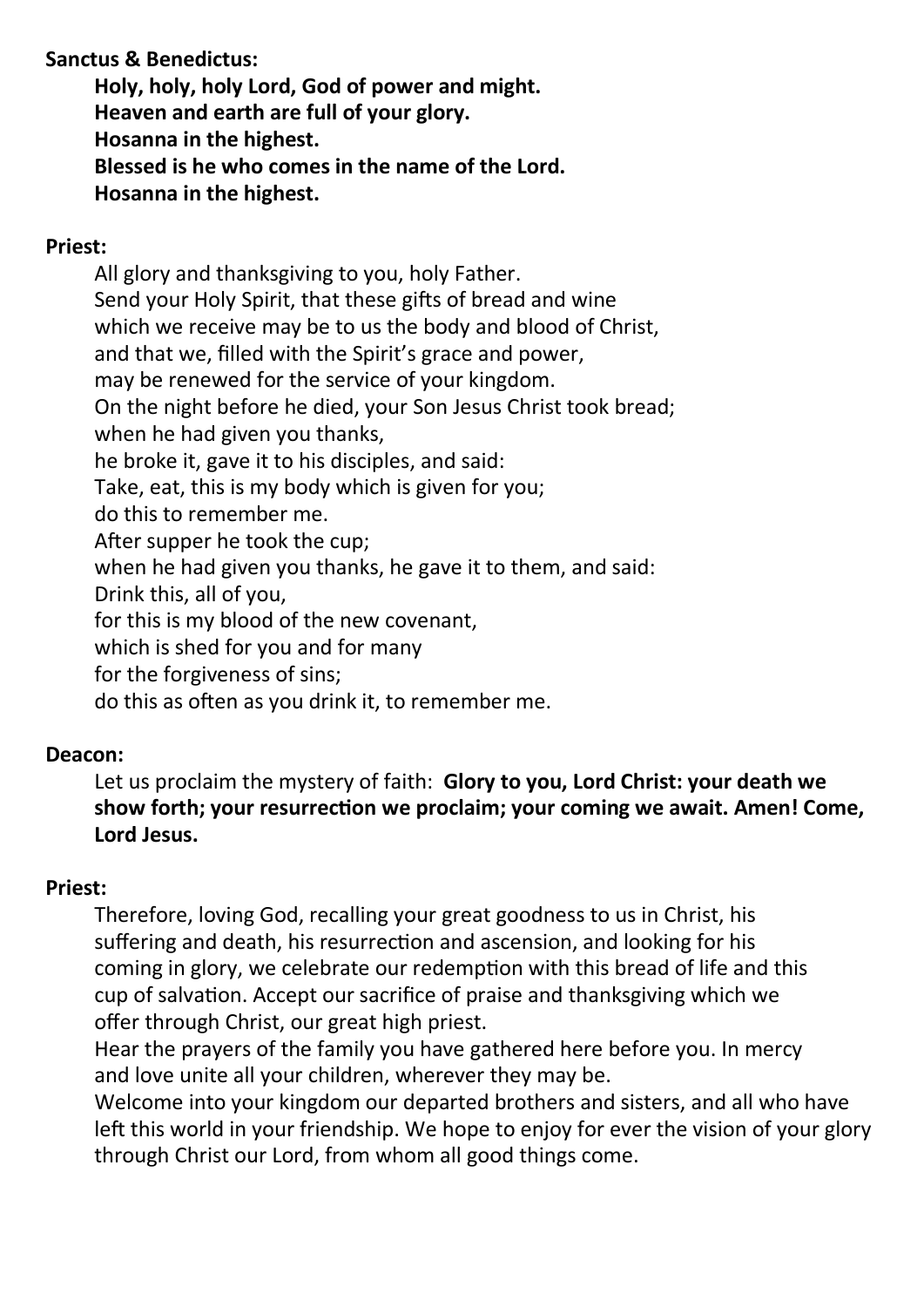**Sanctus & Benedictus:**

**Holy, holy, holy Lord, God of power and might.**
**Heaven and earth are full of your glory.**
**Hosanna in the highest.**
**Blessed is he who comes in the name of the Lord.**
**Hosanna in the highest.**

**Priest:**

All glory and thanksgiving to you, holy Father.
Send your Holy Spirit, that these gifts of bread and wine
which we receive may be to us the body and blood of Christ,
and that we, filled with the Spirit's grace and power,
may be renewed for the service of your kingdom.
On the night before he died, your Son Jesus Christ took bread;
when he had given you thanks,
he broke it, gave it to his disciples, and said:
Take, eat, this is my body which is given for you;
do this to remember me.
After supper he took the cup;
when he had given you thanks, he gave it to them, and said:
Drink this, all of you,
for this is my blood of the new covenant,
which is shed for you and for many
for the forgiveness of sins;
do this as often as you drink it, to remember me.

**Deacon:**

Let us proclaim the mystery of faith: **Glory to you, Lord Christ: your death we show forth; your resurrection we proclaim; your coming we await. Amen! Come, Lord Jesus.**

**Priest:**

Therefore, loving God, recalling your great goodness to us in Christ, his suffering and death, his resurrection and ascension, and looking for his coming in glory, we celebrate our redemption with this bread of life and this cup of salvation. Accept our sacrifice of praise and thanksgiving which we offer through Christ, our great high priest.
Hear the prayers of the family you have gathered here before you. In mercy and love unite all your children, wherever they may be.
Welcome into your kingdom our departed brothers and sisters, and all who have left this world in your friendship. We hope to enjoy for ever the vision of your glory through Christ our Lord, from whom all good things come.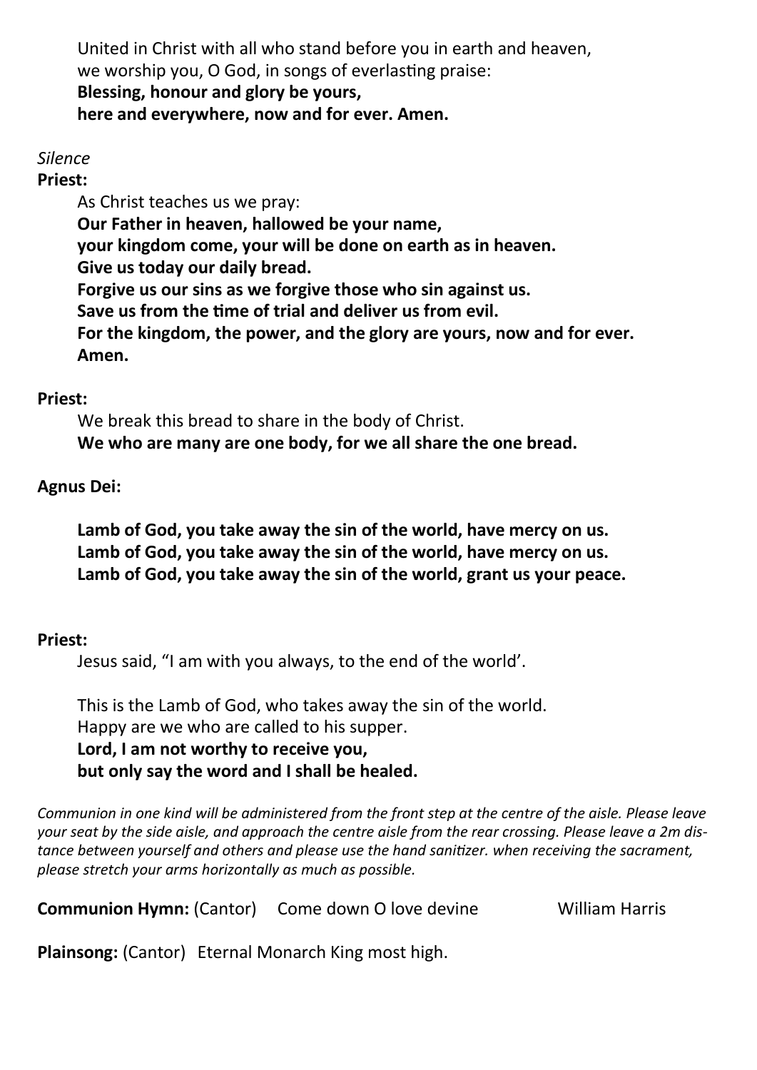United in Christ with all who stand before you in earth and heaven,
we worship you, O God, in songs of everlasting praise:
**Blessing, honour and glory be yours,**
**here and everywhere, now and for ever. Amen.**

*Silence*

**Priest:**

As Christ teaches us we pray:
**Our Father in heaven, hallowed be your name,**
**your kingdom come, your will be done on earth as in heaven.**
**Give us today our daily bread.**
**Forgive us our sins as we forgive those who sin against us.**
**Save us from the time of trial and deliver us from evil.**
**For the kingdom, the power, and the glory are yours, now and for ever.**
**Amen.**

**Priest:**

We break this bread to share in the body of Christ.
**We who are many are one body, for we all share the one bread.**

**Agnus Dei:**

**Lamb of God, you take away the sin of the world, have mercy on us.**
**Lamb of God, you take away the sin of the world, have mercy on us.**
**Lamb of God, you take away the sin of the world, grant us your peace.**

**Priest:**

Jesus said, "I am with you always, to the end of the world'.

This is the Lamb of God, who takes away the sin of the world.
Happy are we who are called to his supper.
**Lord, I am not worthy to receive you,**
**but only say the word and I shall be healed.**

*Communion in one kind will be administered from the front step at the centre of the aisle. Please leave your seat by the side aisle, and approach the centre aisle from the rear crossing. Please leave a 2m distance between yourself and others and please use the hand sanitizer. when receiving the sacrament, please stretch your arms horizontally as much as possible.*

**Communion Hymn:** (Cantor) Come down O love devine William Harris

**Plainsong:** (Cantor) Eternal Monarch King most high.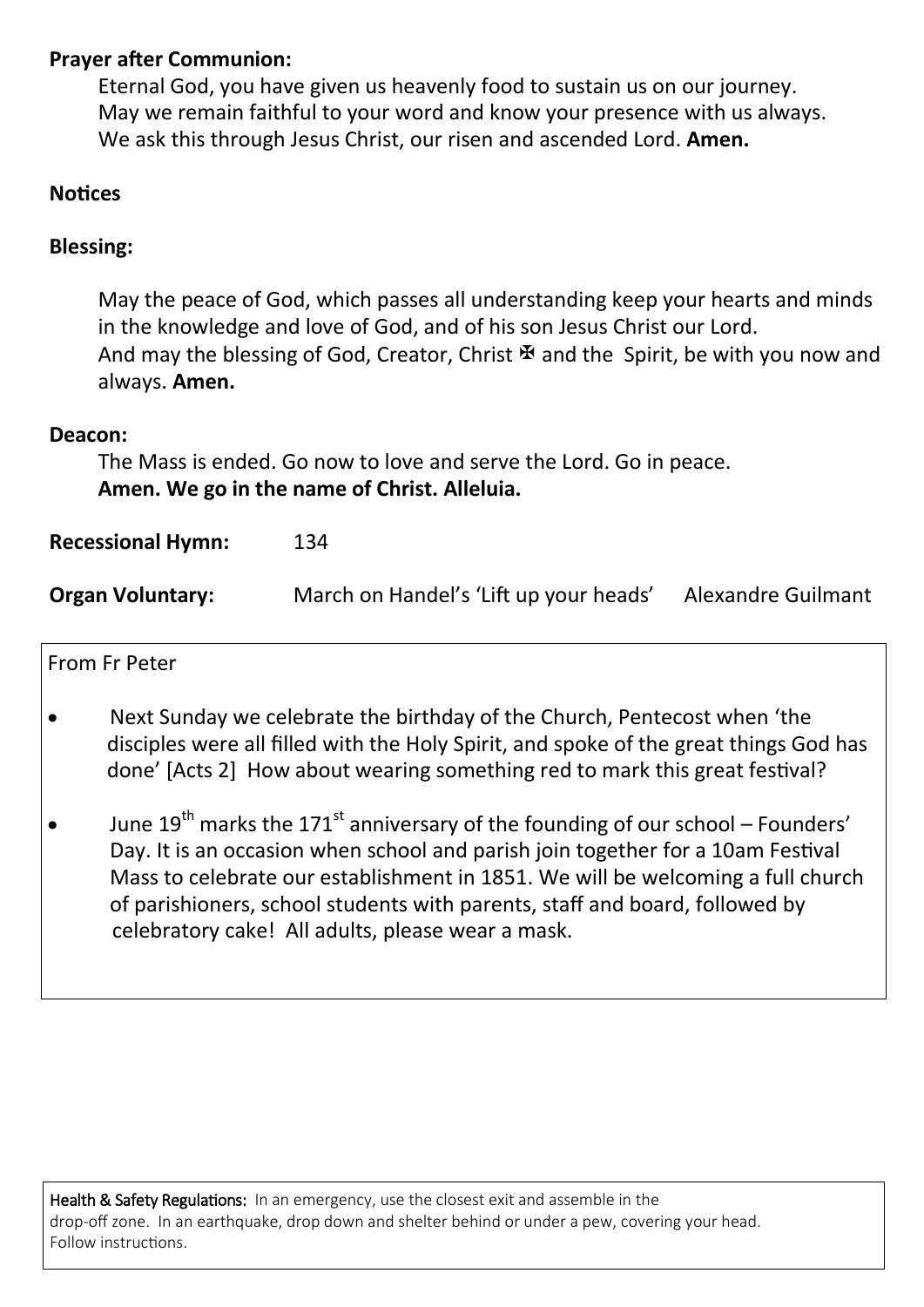**Prayer after Communion:**

Eternal God, you have given us heavenly food to sustain us on our journey.
May we remain faithful to your word and know your presence with us always.
We ask this through Jesus Christ, our risen and ascended Lord. **Amen.**

**Notices**

**Blessing:**

May the peace of God, which passes all understanding keep your hearts and minds in the knowledge and love of God, and of his son Jesus Christ our Lord.
And may the blessing of God, Creator, Christ ✠ and the Spirit, be with you now and always. **Amen.**

**Deacon:**

The Mass is ended. Go now to love and serve the Lord. Go in peace.
**Amen. We go in the name of Christ. Alleluia.**

**Recessional Hymn:** 134

**Organ Voluntary:** March on Handel's 'Lift up your heads' Alexandre Guilmant

From Fr Peter

- Next Sunday we celebrate the birthday of the Church, Pentecost when 'the disciples were all filled with the Holy Spirit, and spoke of the great things God has done' [Acts 2] How about wearing something red to mark this great festival?
- June 19th marks the 171st anniversary of the founding of our school – Founders' Day. It is an occasion when school and parish join together for a 10am Festival Mass to celebrate our establishment in 1851. We will be welcoming a full church of parishioners, school students with parents, staff and board, followed by celebratory cake! All adults, please wear a mask.

**Health & Safety Regulations:** In an emergency, use the closest exit and assemble in the drop-off zone. In an earthquake, drop down and shelter behind or under a pew, covering your head. Follow instructions.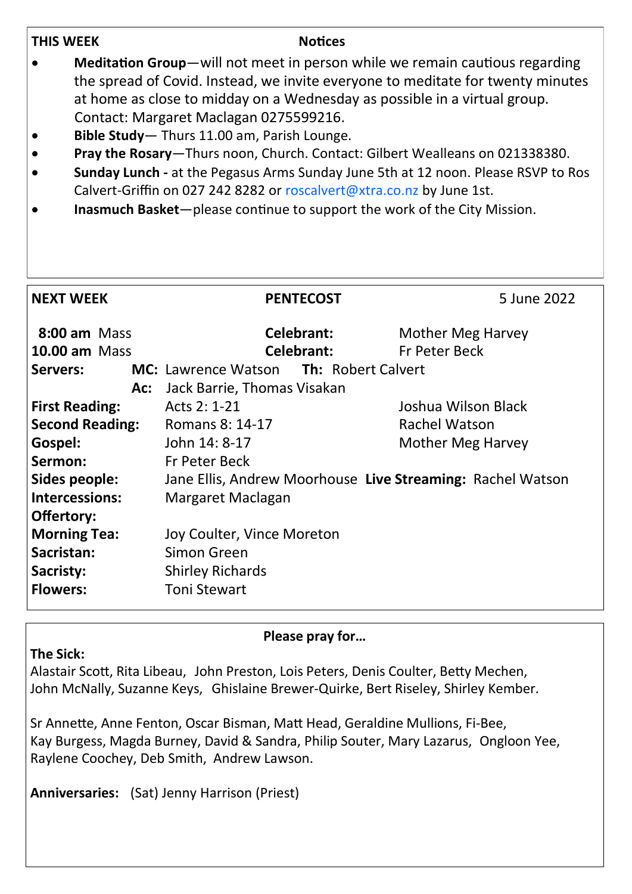**THIS WEEK** **Notices**

- **Meditation Group**—will not meet in person while we remain cautious regarding the spread of Covid. Instead, we invite everyone to meditate for twenty minutes at home as close to midday on a Wednesday as possible in a virtual group. Contact: Margaret Maclagan 0275599216.
- **Bible Study**— Thurs 11.00 am, Parish Lounge.
- **Pray the Rosary**—Thurs noon, Church. Contact: Gilbert Wealleans on 021338380.
- **Sunday Lunch -** at the Pegasus Arms Sunday June 5th at 12 noon. Please RSVP to Ros Calvert-Griffin on 027 242 8282 or roscalvert@xtra.co.nz by June 1st.
- **Inasmuch Basket**—please continue to support the work of the City Mission.

**NEXT WEEK** **PENTECOST** 5 June 2022

**8:00 am** Mass **Celebrant:** Mother Meg Harvey
**10.00 am** Mass **Celebrant:** Fr Peter Beck

| | | |
|---|---|---|
| **Servers:** | **MC:** Lawrence Watson **Th:** Robert Calvert | |
| | **Ac:** Jack Barrie, Thomas Visakan | |
| **First Reading:** | Acts 2: 1-21 | Joshua Wilson Black |
| **Second Reading:** | Romans 8: 14-17 | Rachel Watson |
| **Gospel:** | John 14: 8-17 | Mother Meg Harvey |
| **Sermon:** | Fr Peter Beck | |
| **Sides people:** | Jane Ellis, Andrew Moorhouse **Live Streaming:** Rachel Watson | |
| **Intercessions:** | Margaret Maclagan | |
| **Offertory:** | | |
| **Morning Tea:** | Joy Coulter, Vince Moreton | |
| **Sacristan:** | Simon Green | |
| **Sacristy:** | Shirley Richards | |
| **Flowers:** | Toni Stewart | |

**Please pray for…**

**The Sick:**
Alastair Scott, Rita Libeau, John Preston, Lois Peters, Denis Coulter, Betty Mechen, John McNally, Suzanne Keys, Ghislaine Brewer-Quirke, Bert Riseley, Shirley Kember.

Sr Annette, Anne Fenton, Oscar Bisman, Matt Head, Geraldine Mullions, Fi-Bee, Kay Burgess, Magda Burney, David & Sandra, Philip Souter, Mary Lazarus, Ongloon Yee, Raylene Coochey, Deb Smith, Andrew Lawson.

**Anniversaries:** (Sat) Jenny Harrison (Priest)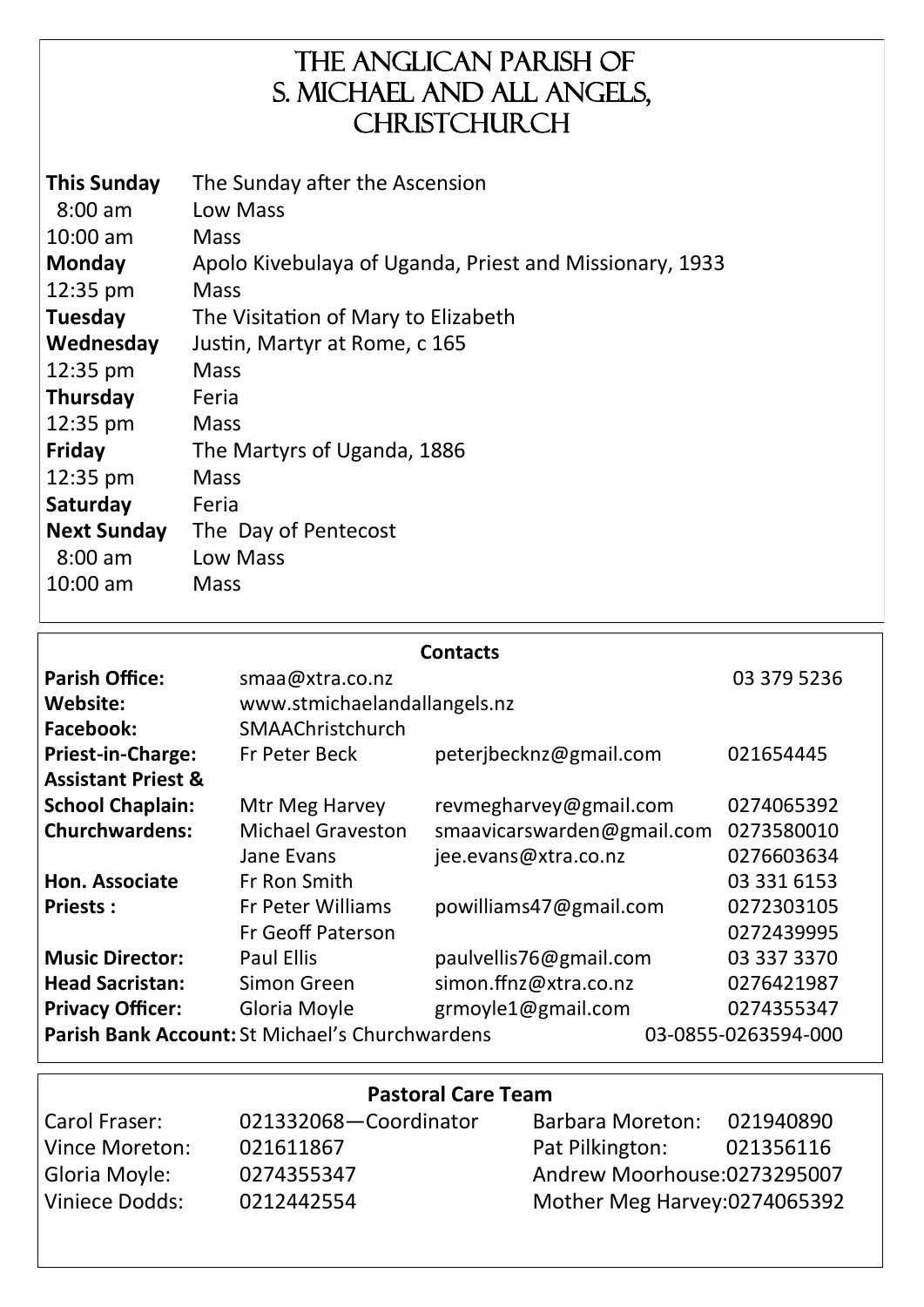# The Anglican Parish of S. Michael and All Angels, Christchurch

| | |
|---|---|
| **This Sunday** | The Sunday after the Ascension |
| 8:00 am | Low Mass |
| 10:00 am | Mass |
| **Monday** | Apolo Kivebulaya of Uganda, Priest and Missionary, 1933 |
| 12:35 pm | Mass |
| **Tuesday** | The Visitation of Mary to Elizabeth |
| **Wednesday** | Justin, Martyr at Rome, c 165 |
| 12:35 pm | Mass |
| **Thursday** | Feria |
| 12:35 pm | Mass |
| **Friday** | The Martyrs of Uganda, 1886 |
| 12:35 pm | Mass |
| **Saturday** | Feria |
| **Next Sunday** | The Day of Pentecost |
| 8:00 am | Low Mass |
| 10:00 am | Mass |

## Contacts

| | | | |
|---|---|---|---|
| **Parish Office:** | smaa@xtra.co.nz | | 03 379 5236 |
| **Website:** | www.stmichaelandallangels.nz | | |
| **Facebook:** | SMAAChristchurch | | |
| **Priest-in-Charge:** | Fr Peter Beck | peterjbecknz@gmail.com | 021654445 |
| **Assistant Priest & School Chaplain:** | Mtr Meg Harvey | revmegharvey@gmail.com | 0274065392 |
| **Churchwardens:** | Michael Graveston | smaavicarswarden@gmail.com | 0273580010 |
| | Jane Evans | jee.evans@xtra.co.nz | 0276603634 |
| **Hon. Associate Priests :** | Fr Ron Smith | | 03 331 6153 |
| | Fr Peter Williams | powilliams47@gmail.com | 0272303105 |
| | Fr Geoff Paterson | | 0272439995 |
| **Music Director:** | Paul Ellis | paulvellis76@gmail.com | 03 337 3370 |
| **Head Sacristan:** | Simon Green | simon.ffnz@xtra.co.nz | 0276421987 |
| **Privacy Officer:** | Gloria Moyle | grmoyle1@gmail.com | 0274355347 |
| **Parish Bank Account:** | St Michael's Churchwardens | | 03-0855-0263594-000 |

## Pastoral Care Team

| | | | |
|---|---|---|---|
| Carol Fraser: | 021332068—Coordinator | Barbara Moreton: | 021940890 |
| Vince Moreton: | 021611867 | Pat Pilkington: | 021356116 |
| Gloria Moyle: | 0274355347 | Andrew Moorhouse: | 0273295007 |
| Viniece Dodds: | 0212442554 | Mother Meg Harvey: | 0274065392 |